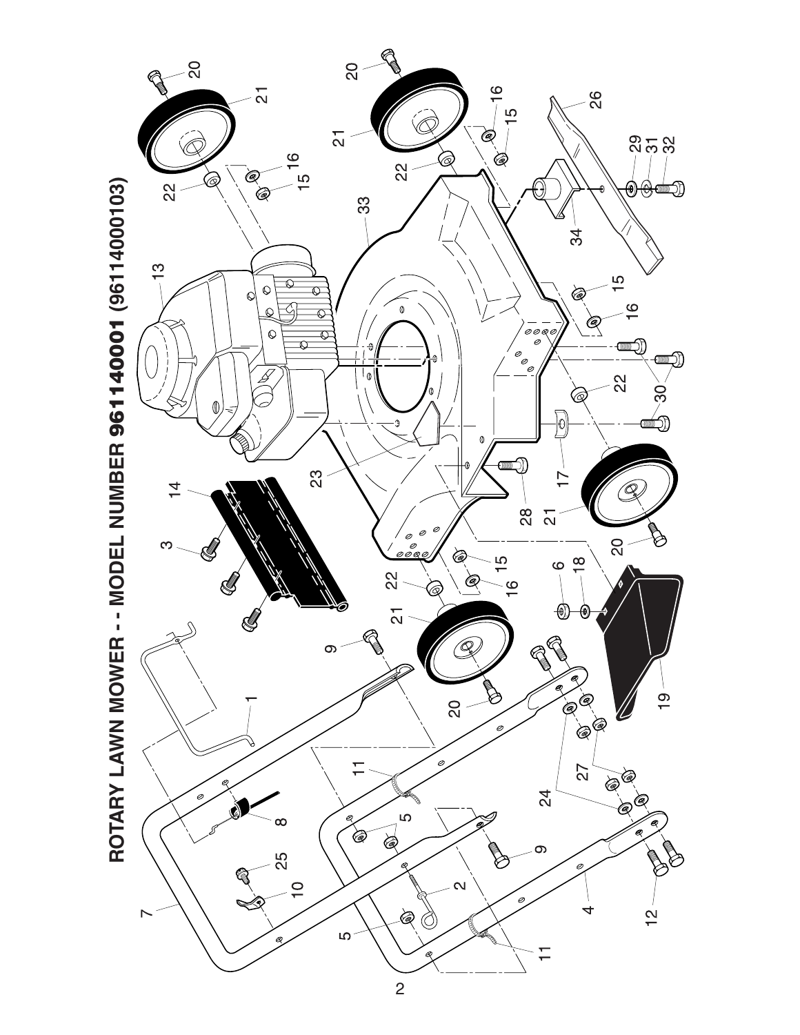# ROTARY LAWN MOWER - - MODEL NUMBER 961140001 (96114000103)

1 2 3 4 5 6 7 8 9 10 11 12 13 14 15 16 17 18 19 20 21 22 23 24 25 26 27 28 29 30 31 32 33 34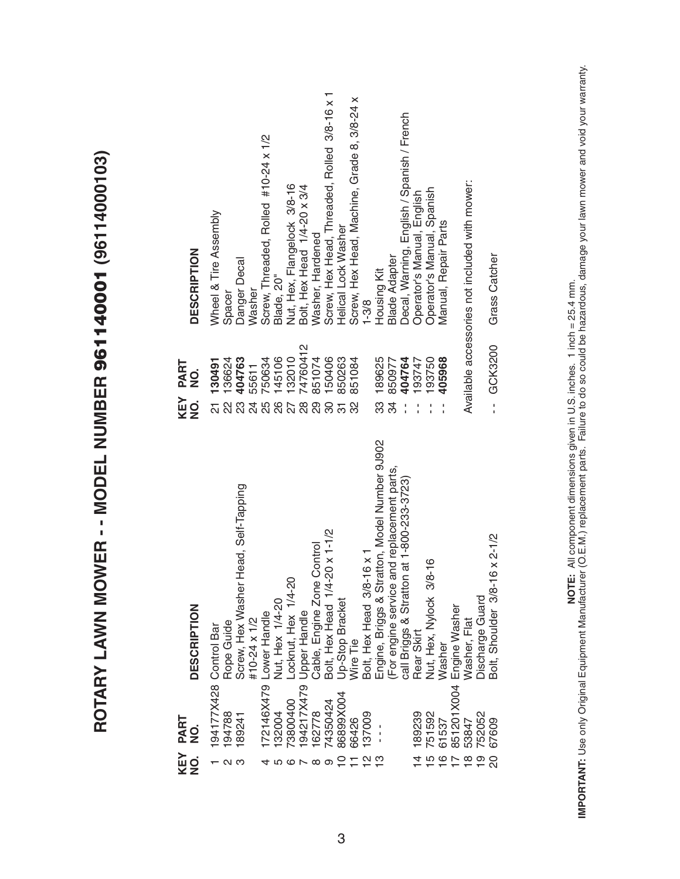# ROTARY LAWN MOWER - - MODEL NUMBER **961140001** (96114000103)

| KEY NO. | PART NO. | DESCRIPTION |
|---|---|---|
| 1 | 194177X428 | Control Bar |
| 2 | 194788 | Rope Guide |
| 3 | 189241 | Screw, Hex Washer Head, Self-Tapping #10-24 x 1/2 |
| 4 | 172146X479 | Lower Handle |
| 5 | 132004 | Nut, Hex 1/4-20 |
| 6 | 73800400 | Locknut, Hex 1/4-20 |
| 7 | 194217X479 | Upper Handle |
| 8 | 162778 | Cable, Engine Zone Control |
| 9 | 74350424 | Bolt, Hex Head 1/4-20 x 1-1/2 |
| 10 | 86899X004 | Up-Stop Bracket |
| 11 | 66426 | Wire Tie |
| 12 | 137009 | Bolt, Hex Head 3/8-16 x 1 |
| 13 | - - - | Engine, Briggs & Stratton, Model Number 9J902 (For engine service and replacement parts, call Briggs & Stratton at 1-800-233-3723) |
| 14 | 189239 | Rear Skirt |
| 15 | 751592 | Nut, Hex, Nylock 3/8-16 |
| 16 | 61537 | Washer |
| 17 | 851201X004 | Engine Washer |
| 18 | 53847 | Washer, Flat |
| 19 | 752052 | Discharge Guard |
| 20 | 67609 | Bolt, Shoulder 3/8-16 x 2-1/2 |

| KEY NO. | PART NO. | DESCRIPTION |
|---|---|---|
| 21 | **130491** | Wheel & Tire Assembly |
| 22 | 136624 | Spacer |
| 23 | **404763** | Danger Decal |
| 24 | 55611 | Washer |
| 25 | 750634 | Screw, Threaded, Rolled #10-24 x 1/2 |
| 26 | 145106 | Blade, 20" |
| 27 | 132010 | Nut, Hex, Flangelock 3/8-16 |
| 28 | 74760412 | Bolt, Hex Head 1/4-20 x 3/4 |
| 29 | 851074 | Washer, Hardened |
| 30 | 150406 | Screw, Hex Head, Threaded, Rolled 3/8-16 x 1 |
| 31 | 850263 | Helical Lock Washer |
| 32 | 851084 | Screw, Hex Head, Machine, Grade 8, 3/8-24 x 1-3/8 |
| 33 | 189625 | Housing Kit |
| 34 | 850977 | Blade Adapter |
| - - | **404764** | Decal, Warning, English / Spanish / French |
| - - | 193747 | Operator's Manual, English |
| - - | 193750 | Operator's Manual, Spanish |
| - - | **405968** | Manual, Repair Parts |

Available accessories not included with mower:

| KEY NO. | PART NO. | DESCRIPTION |
|---|---|---|
| - - | GCK3200 | Grass Catcher |

**NOTE:** All component dimensions given in U.S. inches. 1 inch = 25.4 mm.

**IMPORTANT:** Use only Original Equipment Manufacturer (O.E.M.) replacement parts. Failure to do so could be hazardous, damage your lawn mower and void your warranty.